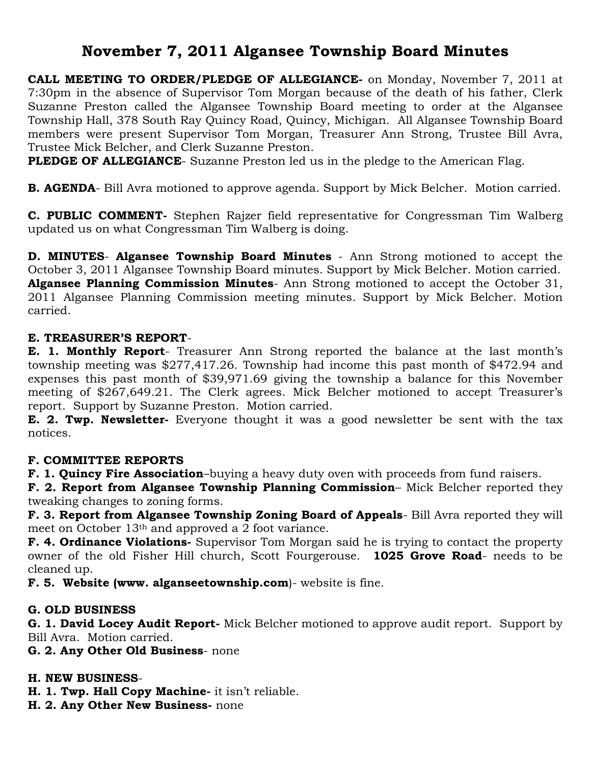# November 7, 2011 Alganssee Township Board Minutes

**CALL MEETING TO ORDER/PLEDGE OF ALLEGIANCE-** on Monday, November 7, 2011 at 7:30pm in the absence of Supervisor Tom Morgan because of the death of his father, Clerk Suzanne Preston called the Algansee Township Board meeting to order at the Algansee Township Hall, 378 South Ray Quincy Road, Quincy, Michigan. All Algansee Township Board members were present Supervisor Tom Morgan, Treasurer Ann Strong, Trustee Bill Avra, Trustee Mick Belcher, and Clerk Suzanne Preston.

**PLEDGE OF ALLEGIANCE**- Suzanne Preston led us in the pledge to the American Flag.

**B. AGENDA**- Bill Avra motioned to approve agenda. Support by Mick Belcher. Motion carried.

**C. PUBLIC COMMENT-** Stephen Rajzer field representative for Congressman Tim Walberg updated us on what Congressman Tim Walberg is doing.

**D. MINUTES**- **Algansee Township Board Minutes** - Ann Strong motioned to accept the October 3, 2011 Algansee Township Board minutes. Support by Mick Belcher. Motion carried.
**Algansee Planning Commission Minutes**- Ann Strong motioned to accept the October 31, 2011 Algansee Planning Commission meeting minutes. Support by Mick Belcher. Motion carried.

**E. TREASURER'S REPORT**-
**E. 1. Monthly Report**- Treasurer Ann Strong reported the balance at the last month's township meeting was $277,417.26. Township had income this past month of $472.94 and expenses this past month of $39,971.69 giving the township a balance for this November meeting of $267,649.21. The Clerk agrees. Mick Belcher motioned to accept Treasurer's report. Support by Suzanne Preston. Motion carried.
**E. 2. Twp. Newsletter-** Everyone thought it was a good newsletter be sent with the tax notices.

**F. COMMITTEE REPORTS**
**F. 1. Quincy Fire Association**–buying a heavy duty oven with proceeds from fund raisers.
**F. 2. Report from Algansee Township Planning Commission**– Mick Belcher reported they tweaking changes to zoning forms.
**F. 3. Report from Algansee Township Zoning Board of Appeals**- Bill Avra reported they will meet on October 13th and approved a 2 foot variance.
**F. 4. Ordinance Violations-** Supervisor Tom Morgan said he is trying to contact the property owner of the old Fisher Hill church, Scott Fourgerouse. **1025 Grove Road**- needs to be cleaned up.
**F. 5. Website (www. alganseetownship.com**)- website is fine.

**G. OLD BUSINESS**
**G. 1. David Locey Audit Report-** Mick Belcher motioned to approve audit report. Support by Bill Avra. Motion carried.
**G. 2. Any Other Old Business**- none

**H. NEW BUSINESS**-
**H. 1. Twp. Hall Copy Machine-** it isn't reliable.
**H. 2. Any Other New Business-** none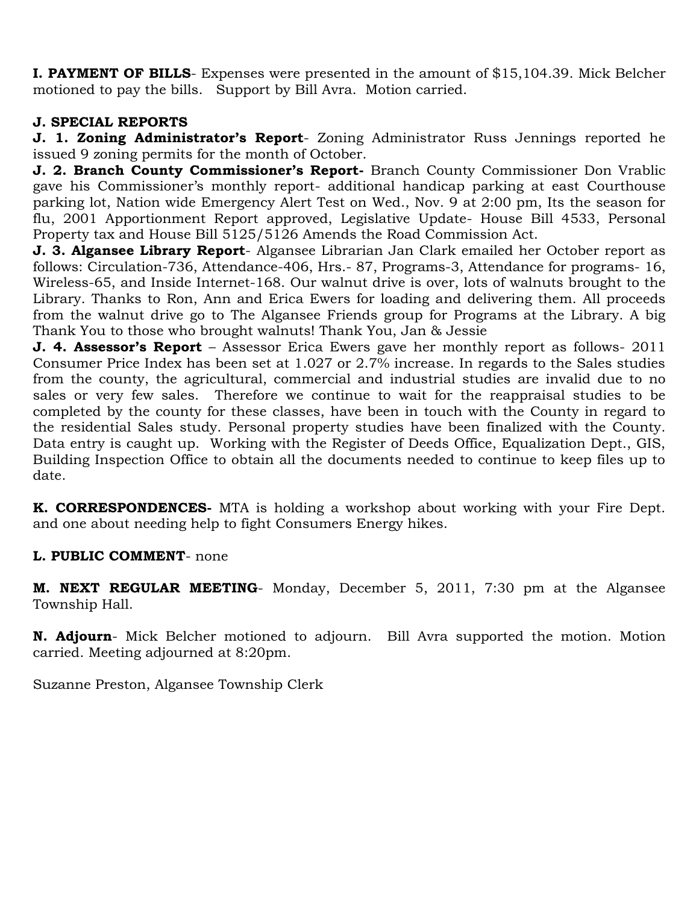**I. PAYMENT OF BILLS**- Expenses were presented in the amount of $15,104.39. Mick Belcher motioned to pay the bills. Support by Bill Avra. Motion carried.

**J. SPECIAL REPORTS**

**J. 1. Zoning Administrator's Report**- Zoning Administrator Russ Jennings reported he issued 9 zoning permits for the month of October.

**J. 2. Branch County Commissioner's Report-** Branch County Commissioner Don Vrablic gave his Commissioner's monthly report- additional handicap parking at east Courthouse parking lot, Nation wide Emergency Alert Test on Wed., Nov. 9 at 2:00 pm, Its the season for flu, 2001 Apportionment Report approved, Legislative Update- House Bill 4533, Personal Property tax and House Bill 5125/5126 Amends the Road Commission Act.

**J. 3. Algansee Library Report**- Algansee Librarian Jan Clark emailed her October report as follows: Circulation-736, Attendance-406, Hrs.- 87, Programs-3, Attendance for programs- 16, Wireless-65, and Inside Internet-168. Our walnut drive is over, lots of walnuts brought to the Library. Thanks to Ron, Ann and Erica Ewers for loading and delivering them. All proceeds from the walnut drive go to The Algansee Friends group for Programs at the Library. A big Thank You to those who brought walnuts! Thank You, Jan & Jessie

**J. 4. Assessor's Report** – Assessor Erica Ewers gave her monthly report as follows- 2011 Consumer Price Index has been set at 1.027 or 2.7% increase. In regards to the Sales studies from the county, the agricultural, commercial and industrial studies are invalid due to no sales or very few sales. Therefore we continue to wait for the reappraisal studies to be completed by the county for these classes, have been in touch with the County in regard to the residential Sales study. Personal property studies have been finalized with the County. Data entry is caught up. Working with the Register of Deeds Office, Equalization Dept., GIS, Building Inspection Office to obtain all the documents needed to continue to keep files up to date.

**K. CORRESPONDENCES-** MTA is holding a workshop about working with your Fire Dept. and one about needing help to fight Consumers Energy hikes.

**L. PUBLIC COMMENT**- none

**M. NEXT REGULAR MEETING**- Monday, December 5, 2011, 7:30 pm at the Algansee Township Hall.

**N. Adjourn**- Mick Belcher motioned to adjourn. Bill Avra supported the motion. Motion carried. Meeting adjourned at 8:20pm.

Suzanne Preston, Algansee Township Clerk